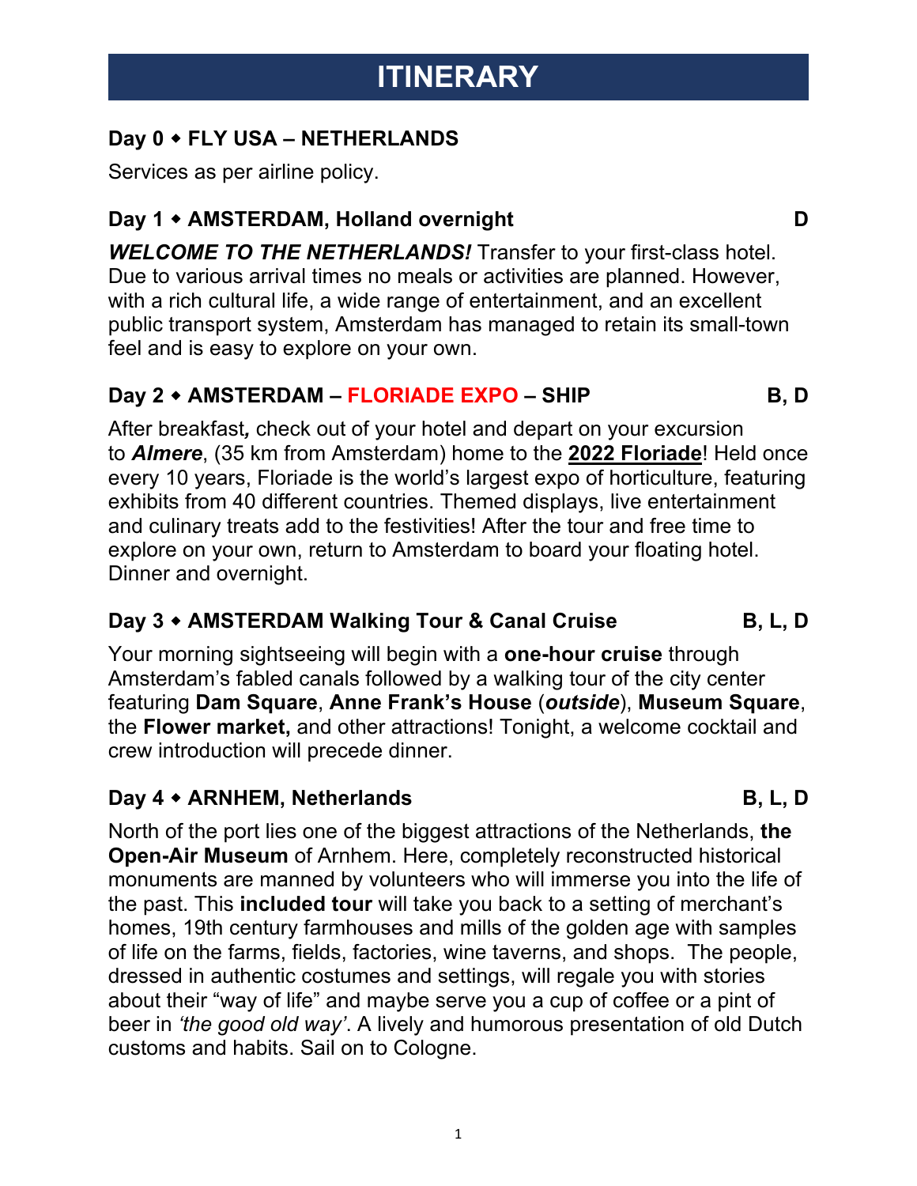# ITINERARY

### Day 0 ◆ FLY USA – NETHERLANDS

Services as per airline policy.

### Day 1 ◆ AMSTERDAM, Holland overnight — D

***WELCOME TO THE NETHERLANDS!*** Transfer to your first-class hotel. Due to various arrival times no meals or activities are planned. However, with a rich cultural life, a wide range of entertainment, and an excellent public transport system, Amsterdam has managed to retain its small-town feel and is easy to explore on your own.

### Day 2 ◆ AMSTERDAM – FLORIADE EXPO – SHIP — B, D

After breakfast**,** check out of your hotel and depart on your excursion to ***Almere***, (35 km from Amsterdam) home to the **2022 Floriade**! Held once every 10 years, Floriade is the world's largest expo of horticulture, featuring exhibits from 40 different countries. Themed displays, live entertainment and culinary treats add to the festivities! After the tour and free time to explore on your own, return to Amsterdam to board your floating hotel. Dinner and overnight.

### Day 3 ◆ AMSTERDAM Walking Tour & Canal Cruise — B, L, D

Your morning sightseeing will begin with a **one-hour cruise** through Amsterdam's fabled canals followed by a walking tour of the city center featuring **Dam Square**, **Anne Frank's House** (***outside***), **Museum Square**, the **Flower market,** and other attractions! Tonight, a welcome cocktail and crew introduction will precede dinner.

### Day 4 ◆ ARNHEM, Netherlands — B, L, D

North of the port lies one of the biggest attractions of the Netherlands, **the Open-Air Museum** of Arnhem. Here, completely reconstructed historical monuments are manned by volunteers who will immerse you into the life of the past. This **included tour** will take you back to a setting of merchant's homes, 19th century farmhouses and mills of the golden age with samples of life on the farms, fields, factories, wine taverns, and shops. The people, dressed in authentic costumes and settings, will regale you with stories about their "way of life" and maybe serve you a cup of coffee or a pint of beer in *'the good old way'*. A lively and humorous presentation of old Dutch customs and habits. Sail on to Cologne.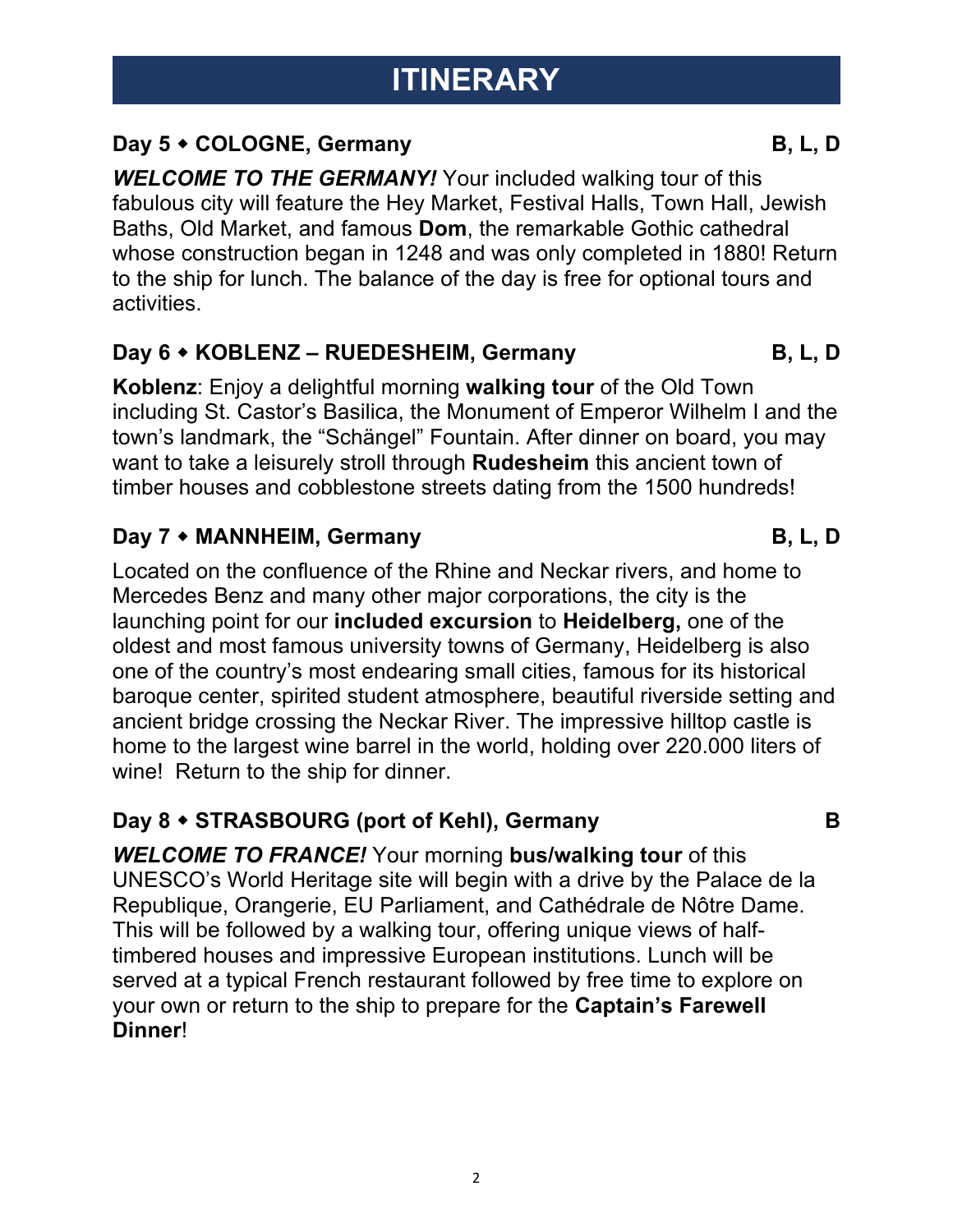# ITINERARY

### Day 5 ◆ COLOGNE, Germany — B, L, D

***WELCOME TO THE GERMANY!*** Your included walking tour of this fabulous city will feature the Hey Market, Festival Halls, Town Hall, Jewish Baths, Old Market, and famous **Dom**, the remarkable Gothic cathedral whose construction began in 1248 and was only completed in 1880! Return to the ship for lunch. The balance of the day is free for optional tours and activities.

### Day 6 ◆ KOBLENZ – RUEDESHEIM, Germany — B, L, D

**Koblenz**: Enjoy a delightful morning **walking tour** of the Old Town including St. Castor's Basilica, the Monument of Emperor Wilhelm I and the town's landmark, the "Schängel" Fountain. After dinner on board, you may want to take a leisurely stroll through **Rudesheim** this ancient town of timber houses and cobblestone streets dating from the 1500 hundreds!

### Day 7 ◆ MANNHEIM, Germany — B, L, D

Located on the confluence of the Rhine and Neckar rivers, and home to Mercedes Benz and many other major corporations, the city is the launching point for our **included excursion** to **Heidelberg,** one of the oldest and most famous university towns of Germany, Heidelberg is also one of the country's most endearing small cities, famous for its historical baroque center, spirited student atmosphere, beautiful riverside setting and ancient bridge crossing the Neckar River. The impressive hilltop castle is home to the largest wine barrel in the world, holding over 220.000 liters of wine! Return to the ship for dinner.

### Day 8 ◆ STRASBOURG (port of Kehl), Germany — B

***WELCOME TO FRANCE!*** Your morning **bus/walking tour** of this UNESCO's World Heritage site will begin with a drive by the Palace de la Republique, Orangerie, EU Parliament, and Cathédrale de Nôtre Dame. This will be followed by a walking tour, offering unique views of half-timbered houses and impressive European institutions. Lunch will be served at a typical French restaurant followed by free time to explore on your own or return to the ship to prepare for the **Captain's Farewell Dinner**!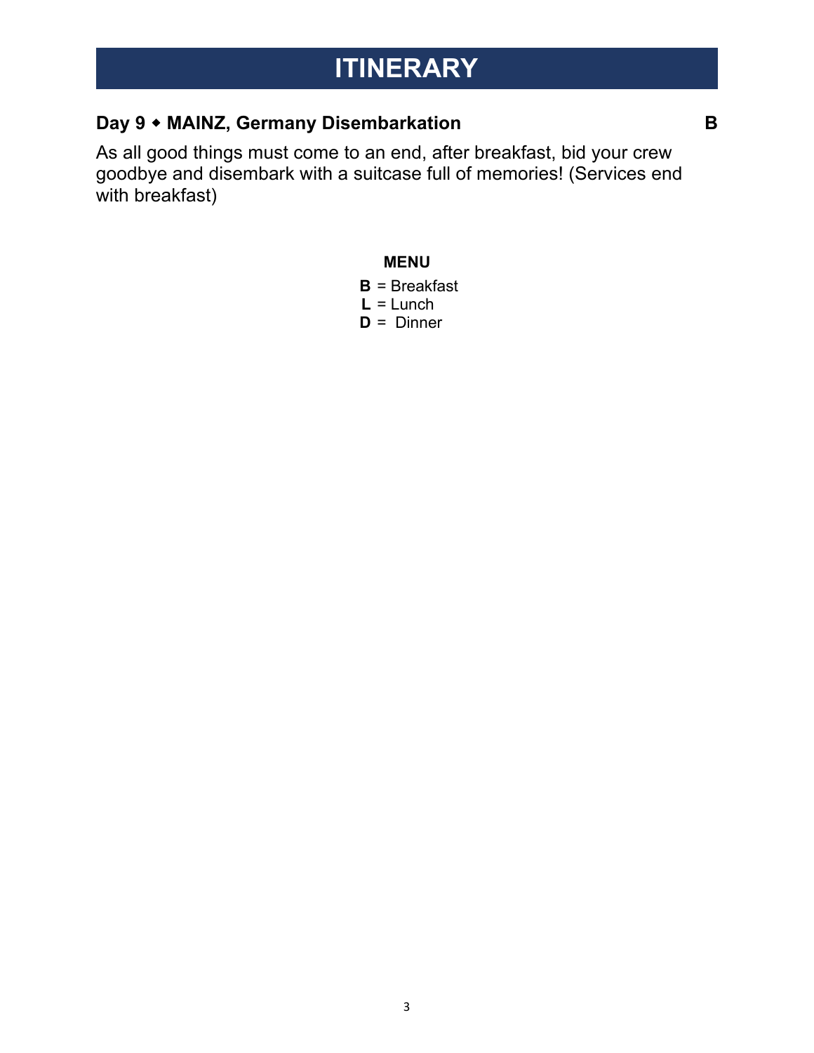# ITINERARY

### Day 9 ◆ MAINZ, Germany Disembarkation B

As all good things must come to an end, after breakfast, bid your crew goodbye and disembark with a suitcase full of memories! (Services end with breakfast)

**MENU**

**B** = Breakfast
**L** = Lunch
**D** = Dinner